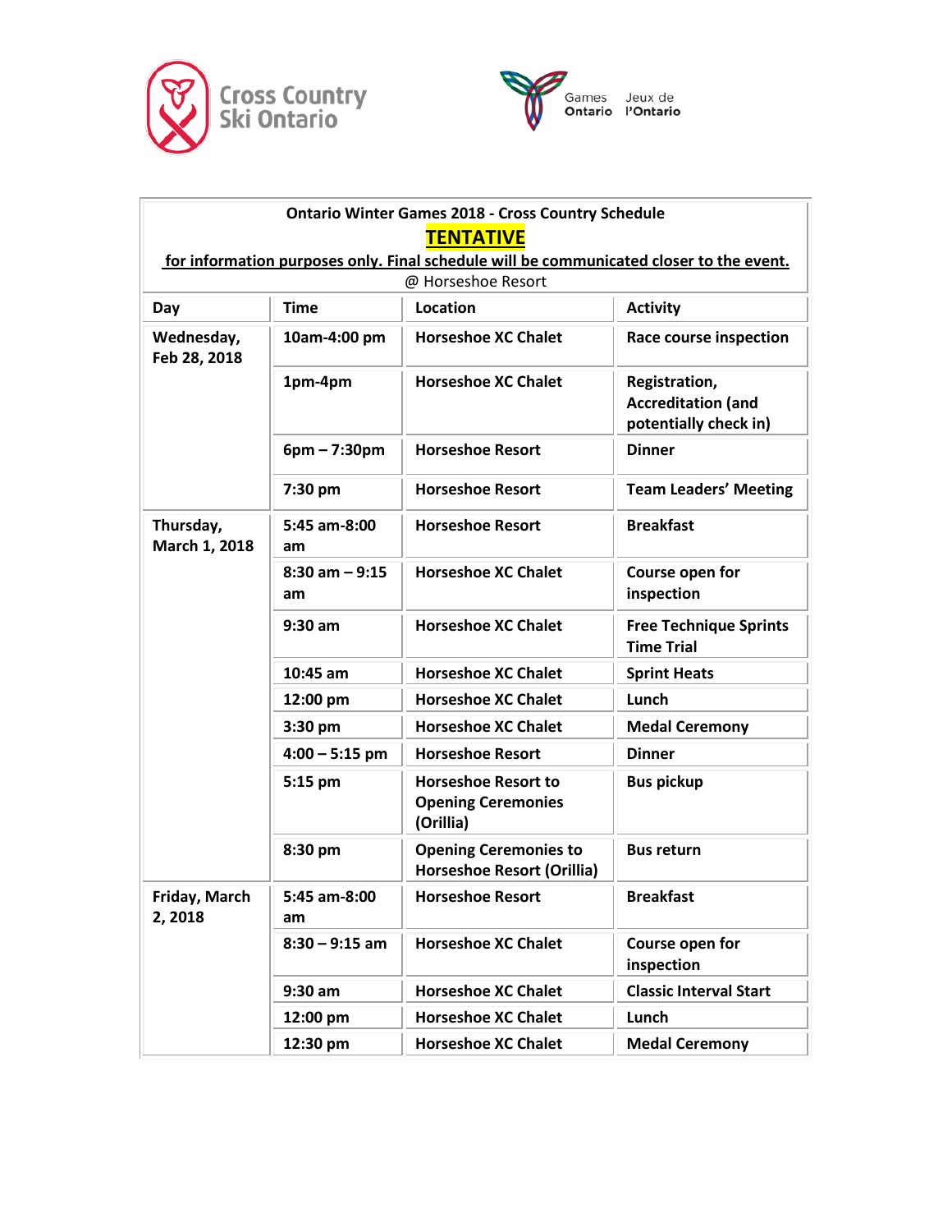Cross Country Ski Ontario

Games Ontario | Jeux de l'Ontario

**Ontario Winter Games 2018 - Cross Country Schedule**

**TENTATIVE**

**for information purposes only. Final schedule will be communicated closer to the event.**

@ Horseshoe Resort

| Day | Time | Location | Activity |
|---|---|---|---|
| Wednesday, Feb 28, 2018 | 10am-4:00 pm | Horseshoe XC Chalet | Race course inspection |
| | 1pm-4pm | Horseshoe XC Chalet | Registration, Accreditation (and potentially check in) |
| | 6pm – 7:30pm | Horseshoe Resort | Dinner |
| | 7:30 pm | Horseshoe Resort | Team Leaders' Meeting |
| Thursday, March 1, 2018 | 5:45 am-8:00 am | Horseshoe Resort | Breakfast |
| | 8:30 am – 9:15 am | Horseshoe XC Chalet | Course open for inspection |
| | 9:30 am | Horseshoe XC Chalet | Free Technique Sprints Time Trial |
| | 10:45 am | Horseshoe XC Chalet | Sprint Heats |
| | 12:00 pm | Horseshoe XC Chalet | Lunch |
| | 3:30 pm | Horseshoe XC Chalet | Medal Ceremony |
| | 4:00 – 5:15 pm | Horseshoe Resort | Dinner |
| | 5:15 pm | Horseshoe Resort to Opening Ceremonies (Orillia) | Bus pickup |
| | 8:30 pm | Opening Ceremonies to Horseshoe Resort (Orillia) | Bus return |
| Friday, March 2, 2018 | 5:45 am-8:00 am | Horseshoe Resort | Breakfast |
| | 8:30 – 9:15 am | Horseshoe XC Chalet | Course open for inspection |
| | 9:30 am | Horseshoe XC Chalet | Classic Interval Start |
| | 12:00 pm | Horseshoe XC Chalet | Lunch |
| | 12:30 pm | Horseshoe XC Chalet | Medal Ceremony |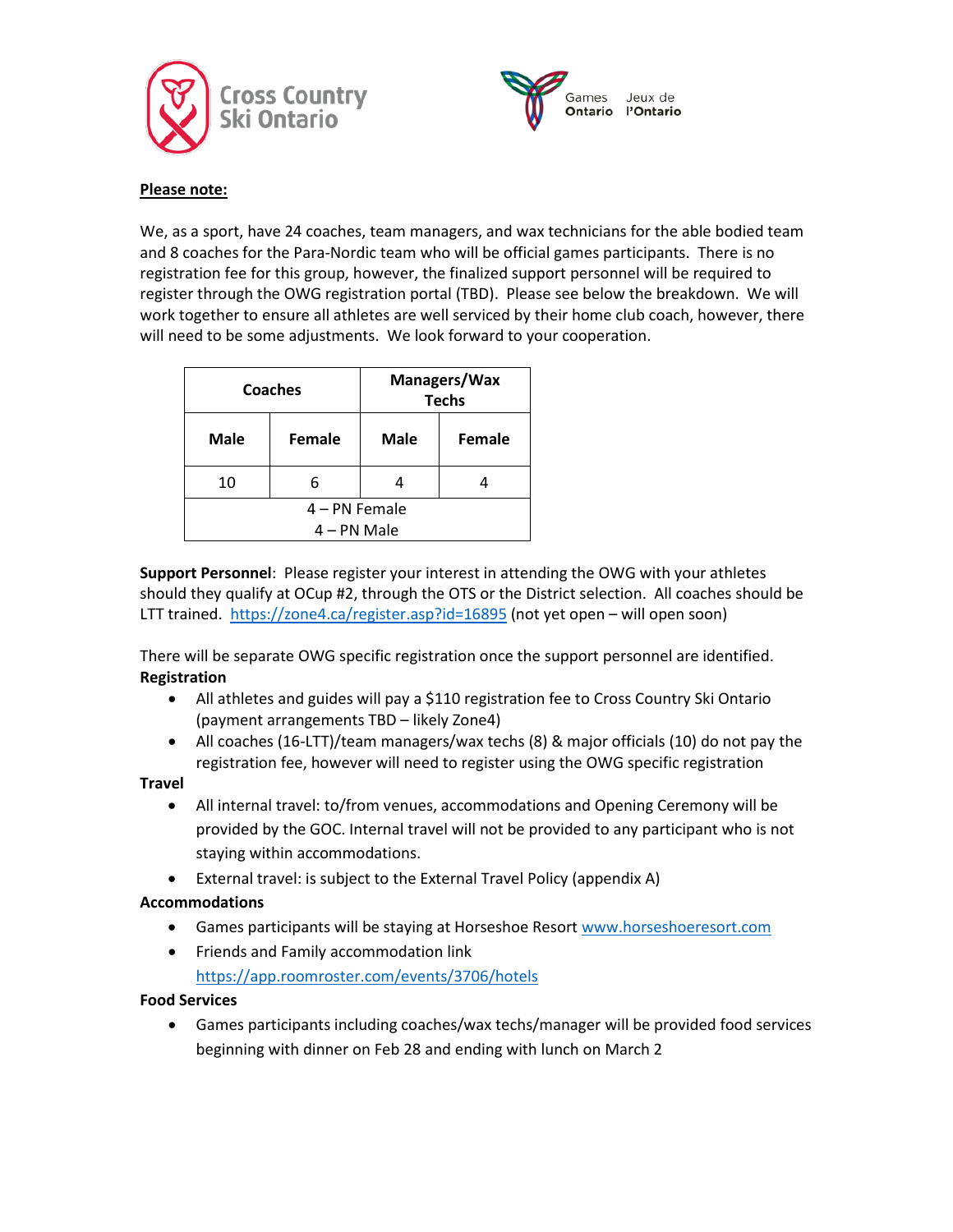**Please note:**

We, as a sport, have 24 coaches, team managers, and wax technicians for the able bodied team and 8 coaches for the Para-Nordic team who will be official games participants. There is no registration fee for this group, however, the finalized support personnel will be required to register through the OWG registration portal (TBD). Please see below the breakdown. We will work together to ensure all athletes are well serviced by their home club coach, however, there will need to be some adjustments. We look forward to your cooperation.

| Coaches | | Managers/Wax Techs | |
|---|---|---|---|
| **Male** | **Female** | **Male** | **Female** |
| 10 | 6 | 4 | 4 |
| 4 – PN Female<br>4 – PN Male | | | |

**Support Personnel**: Please register your interest in attending the OWG with your athletes should they qualify at OCup #2, through the OTS or the District selection. All coaches should be LTT trained. [https://zone4.ca/register.asp?id=16895](https://zone4.ca/register.asp?id=16895) (not yet open – will open soon)

There will be separate OWG specific registration once the support personnel are identified.

**Registration**

- All athletes and guides will pay a $110 registration fee to Cross Country Ski Ontario (payment arrangements TBD – likely Zone4)
- All coaches (16-LTT)/team managers/wax techs (8) & major officials (10) do not pay the registration fee, however will need to register using the OWG specific registration

**Travel**

- All internal travel: to/from venues, accommodations and Opening Ceremony will be provided by the GOC. Internal travel will not be provided to any participant who is not staying within accommodations.
- External travel: is subject to the External Travel Policy (appendix A)

**Accommodations**

- Games participants will be staying at Horseshoe Resort [www.horseshoeresort.com](http://www.horseshoeresort.com)
- Friends and Family accommodation link [https://app.roomroster.com/events/3706/hotels](https://app.roomroster.com/events/3706/hotels)

**Food Services**

- Games participants including coaches/wax techs/manager will be provided food services beginning with dinner on Feb 28 and ending with lunch on March 2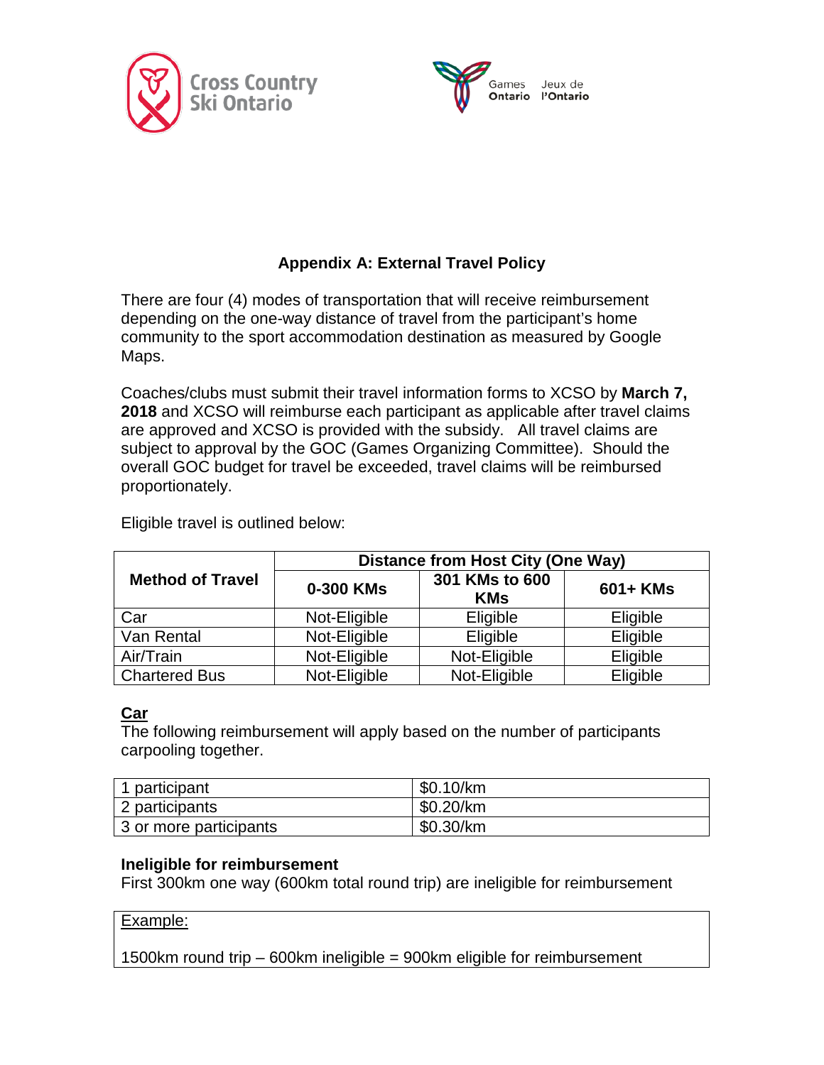## Appendix A: External Travel Policy

There are four (4) modes of transportation that will receive reimbursement depending on the one-way distance of travel from the participant's home community to the sport accommodation destination as measured by Google Maps.

Coaches/clubs must submit their travel information forms to XCSO by **March 7, 2018** and XCSO will reimburse each participant as applicable after travel claims are approved and XCSO is provided with the subsidy. All travel claims are subject to approval by the GOC (Games Organizing Committee). Should the overall GOC budget for travel be exceeded, travel claims will be reimbursed proportionately.

Eligible travel is outlined below:

| Method of Travel | Distance from Host City (One Way) | | |
|---|---|---|---|
| | 0-300 KMs | 301 KMs to 600 KMs | 601+ KMs |
| Car | Not-Eligible | Eligible | Eligible |
| Van Rental | Not-Eligible | Eligible | Eligible |
| Air/Train | Not-Eligible | Not-Eligible | Eligible |
| Chartered Bus | Not-Eligible | Not-Eligible | Eligible |

### Car

The following reimbursement will apply based on the number of participants carpooling together.

| | |
|---|---|
| 1 participant | $0.10/km |
| 2 participants | $0.20/km |
| 3 or more participants | $0.30/km |

**Ineligible for reimbursement**
First 300km one way (600km total round trip) are ineligible for reimbursement

Example:

1500km round trip – 600km ineligible = 900km eligible for reimbursement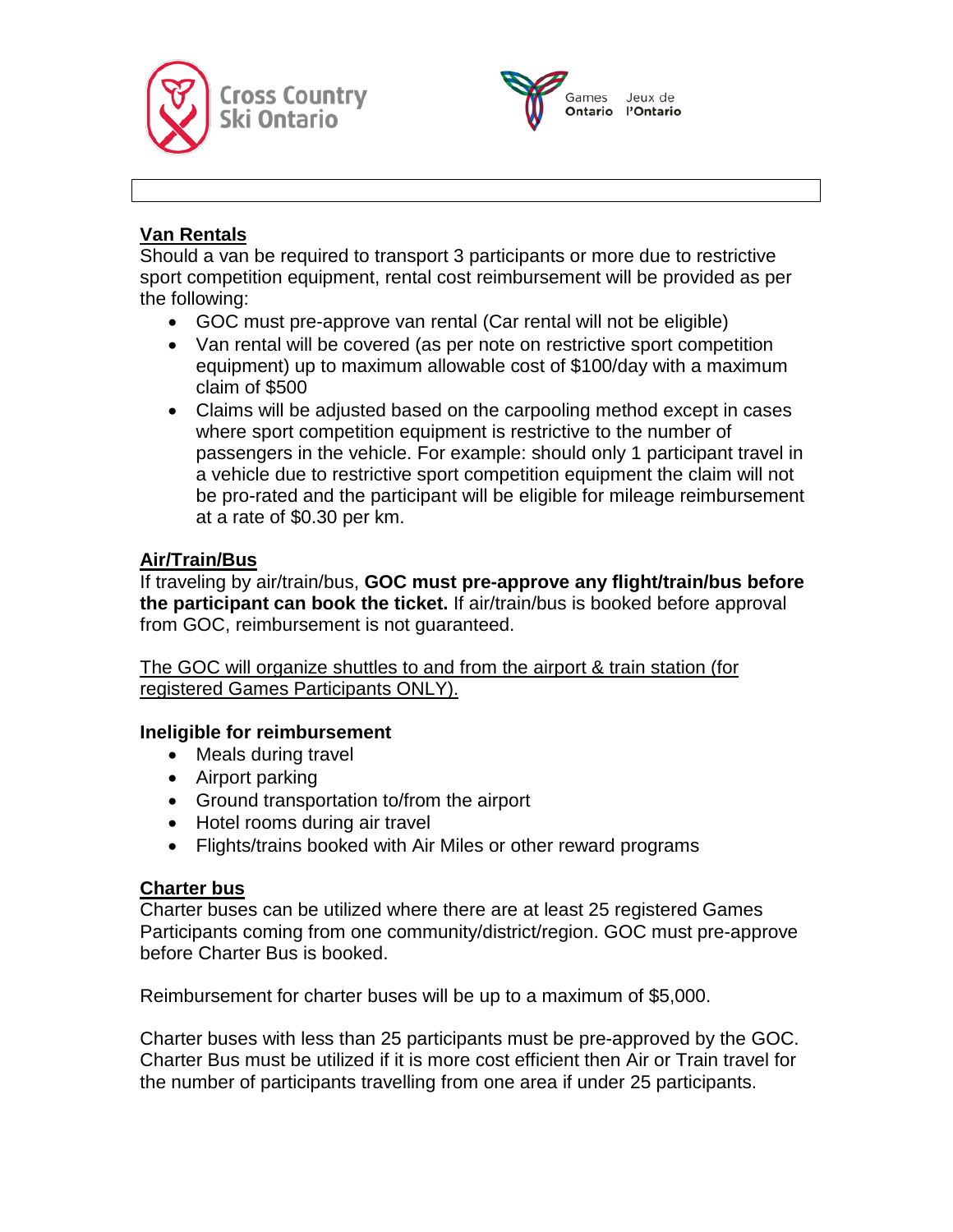## Van Rentals

Should a van be required to transport 3 participants or more due to restrictive sport competition equipment, rental cost reimbursement will be provided as per the following:

- GOC must pre-approve van rental (Car rental will not be eligible)
- Van rental will be covered (as per note on restrictive sport competition equipment) up to maximum allowable cost of $100/day with a maximum claim of $500
- Claims will be adjusted based on the carpooling method except in cases where sport competition equipment is restrictive to the number of passengers in the vehicle. For example: should only 1 participant travel in a vehicle due to restrictive sport competition equipment the claim will not be pro-rated and the participant will be eligible for mileage reimbursement at a rate of $0.30 per km.

## Air/Train/Bus

If traveling by air/train/bus, **GOC must pre-approve any flight/train/bus before the participant can book the ticket.** If air/train/bus is booked before approval from GOC, reimbursement is not guaranteed.

The GOC will organize shuttles to and from the airport & train station (for registered Games Participants ONLY).

### Ineligible for reimbursement

- Meals during travel
- Airport parking
- Ground transportation to/from the airport
- Hotel rooms during air travel
- Flights/trains booked with Air Miles or other reward programs

## Charter bus

Charter buses can be utilized where there are at least 25 registered Games Participants coming from one community/district/region. GOC must pre-approve before Charter Bus is booked.

Reimbursement for charter buses will be up to a maximum of $5,000.

Charter buses with less than 25 participants must be pre-approved by the GOC. Charter Bus must be utilized if it is more cost efficient then Air or Train travel for the number of participants travelling from one area if under 25 participants.